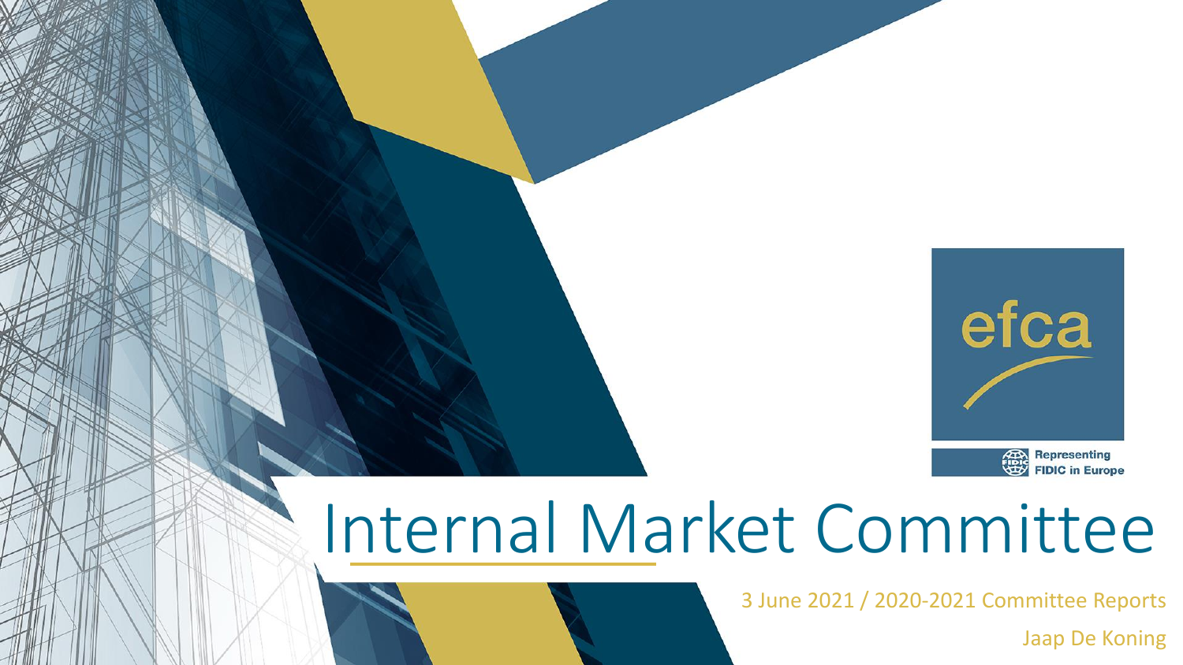efca

Representing FIDIC in Europe

# Internal Market Committee

3 June 2021 / 2020-2021 Committee Reports

Jaap De Koning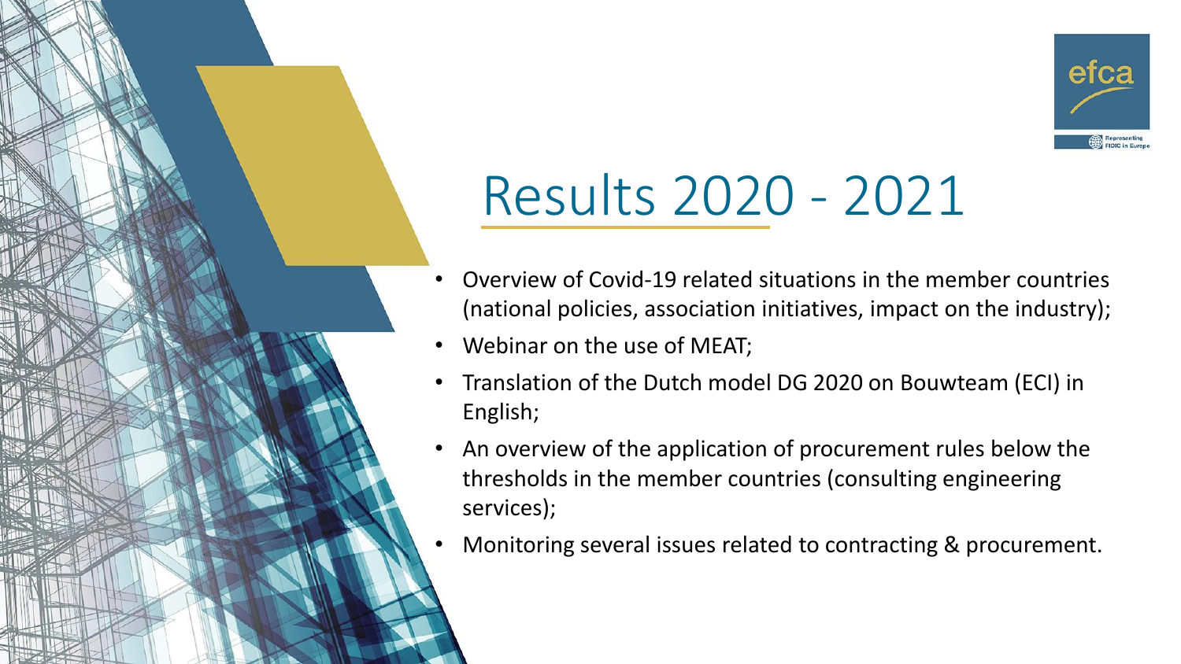# Results 2020 - 2021

- Overview of Covid-19 related situations in the member countries (national policies, association initiatives, impact on the industry);
- Webinar on the use of MEAT;
- Translation of the Dutch model DG 2020 on Bouwteam (ECI) in English;
- An overview of the application of procurement rules below the thresholds in the member countries (consulting engineering services);
- Monitoring several issues related to contracting & procurement.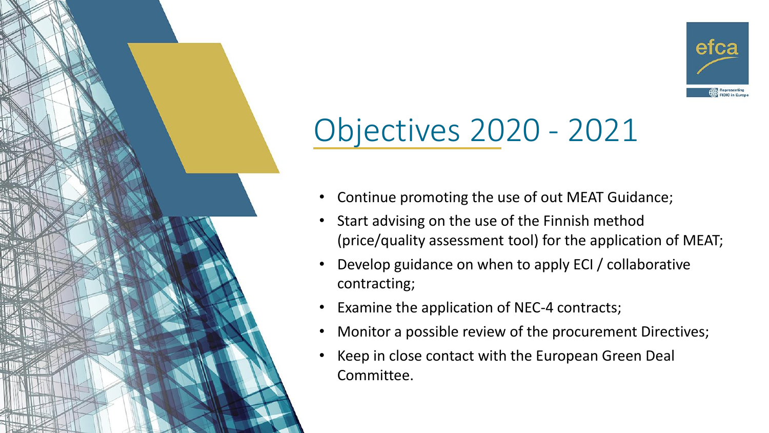# Objectives 2020 - 2021

- Continue promoting the use of out MEAT Guidance;
- Start advising on the use of the Finnish method (price/quality assessment tool) for the application of MEAT;
- Develop guidance on when to apply ECI / collaborative contracting;
- Examine the application of NEC-4 contracts;
- Monitor a possible review of the procurement Directives;
- Keep in close contact with the European Green Deal Committee.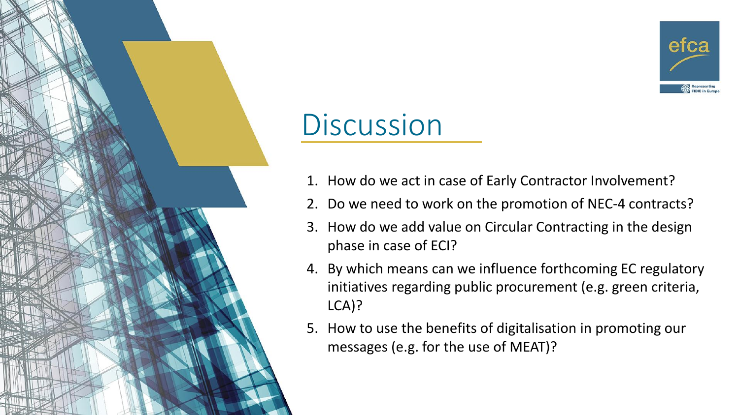# Discussion

1. How do we act in case of Early Contractor Involvement?
2. Do we need to work on the promotion of NEC-4 contracts?
3. How do we add value on Circular Contracting in the design phase in case of ECI?
4. By which means can we influence forthcoming EC regulatory initiatives regarding public procurement (e.g. green criteria, LCA)?
5. How to use the benefits of digitalisation in promoting our messages (e.g. for the use of MEAT)?